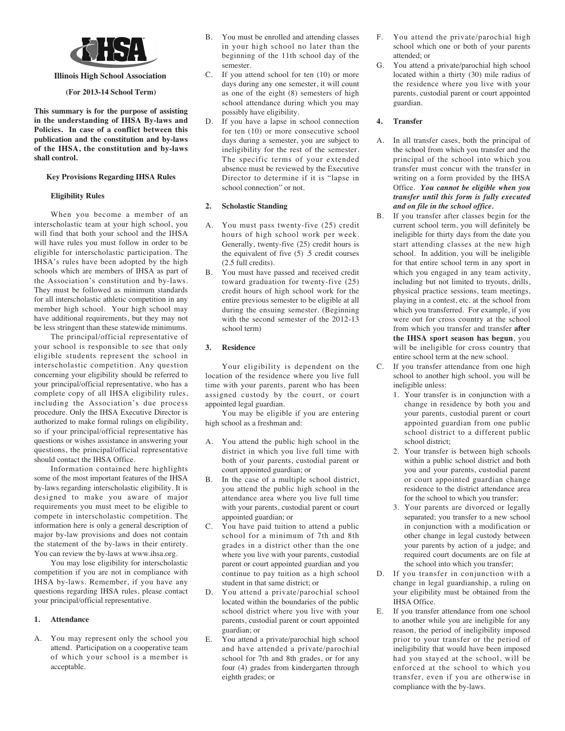**Illinois High School Association**

**(For 2013-14 School Term)**

**This summary is for the purpose of assisting in the understanding of IHSA By-laws and Policies. In case of a conflict between this publication and the constitution and by-laws of the IHSA, the constitution and by-laws shall control.**

## Key Provisions Regarding IHSA Rules

### Eligibility Rules

When you become a member of an interscholastic team at your high school, you will find that both your school and the IHSA will have rules you must follow in order to be eligible for interscholastic participation. The IHSA's rules have been adopted by the high schools which are members of IHSA as part of the Association's constitution and by-laws. They must be followed as minimum standards for all interscholastic athletic competition in any member high school. Your high school may have additional requirements, but they may not be less stringent than these statewide minimums.

The principal/official representative of your school is responsible to see that only eligible students represent the school in interscholastic competition. Any question concerning your eligibility should be referred to your principal/official representative, who has a complete copy of all IHSA eligibility rules, including the Association's due process procedure. Only the IHSA Executive Director is authorized to make formal rulings on eligibility, so if your principal/official representative has questions or wishes assistance in answering your questions, the principal/official representative should contact the IHSA Office.

Information contained here highlights some of the most important features of the IHSA by-laws regarding interscholastic eligibility. It is designed to make you aware of major requirements you must meet to be eligible to compete in interscholastic competition. The information here is only a general description of major by-law provisions and does not contain the statement of the by-laws in their entirety. You can review the by-laws at www.ihsa.org.

You may lose eligibility for interscholastic competition if you are not in compliance with IHSA by-laws. Remember, if you have any questions regarding IHSA rules, please contact your principal/official representative.

### 1. Attendance

A. You may represent only the school you attend. Participation on a cooperative team of which your school is a member is acceptable.

B. You must be enrolled and attending classes in your high school no later than the beginning of the 11th school day of the semester.

C. If you attend school for ten (10) or more days during any one semester, it will count as one of the eight (8) semesters of high school attendance during which you may possibly have eligibility.

D. If you have a lapse in school connection for ten (10) or more consecutive school days during a semester, you are subject to ineligibility for the rest of the semester. The specific terms of your extended absence must be reviewed by the Executive Director to determine if it is "lapse in school connection" or not.

### 2. Scholastic Standing

A. You must pass twenty-five (25) credit hours of high school work per week. Generally, twenty-five (25) credit hours is the equivalent of five (5) .5 credit courses (2.5 full credits).

B. You must have passed and received credit toward graduation for twenty-five (25) credit hours of high school work for the entire previous semester to be eligible at all during the ensuing semester. (Beginning with the second semester of the 2012-13 school term)

### 3. Residence

Your eligibility is dependent on the location of the residence where you live full time with your parents, parent who has been assigned custody by the court, or court appointed legal guardian.

You may be eligible if you are entering high school as a freshman and:

A. You attend the public high school in the district in which you live full time with both of your parents, custodial parent or court appointed guardian; or

B. In the case of a multiple school district, you attend the public high school in the attendance area where you live full time with your parents, custodial parent or court appointed guardian; or

C. You have paid tuition to attend a public school for a minimum of 7th and 8th grades in a district other than the one where you live with your parents, custodial parent or court appointed guardian and you continue to pay tuition as a high school student in that same district; or

D. You attend a private/parochial school located within the boundaries of the public school district where you live with your parents, custodial parent or court appointed guardian; or

E. You attend a private/parochial high school and have attended a private/parochial school for 7th and 8th grades, or for any four (4) grades from kindergarten through eighth grades; or

F. You attend the private/parochial high school which one or both of your parents attended; or

G. You attend a private/parochial high school located within a thirty (30) mile radius of the residence where you live with your parents, custodial parent or court appointed guardian.

### 4. Transfer

A. In all transfer cases, both the principal of the school from which you transfer and the principal of the school into which you transfer must concur with the transfer in writing on a form provided by the IHSA Office. ***You cannot be eligible when you transfer until this form is fully executed and on file in the school office.***

B. If you transfer after classes begin for the current school term, you will definitely be ineligible for thirty days from the date you start attending classes at the new high school. In addition, you will be ineligible for that entire school term in any sport in which you engaged in any team activity, including but not limited to tryouts, drills, physical practice sessions, team meetings, playing in a contest, etc. at the school from which you transferred. For example, if you were out for cross country at the school from which you transfer and transfer **after the IHSA sport season has begun**, you will be ineligible for cross country that entire school term at the new school.

C. If you transfer attendance from one high school to another high school, you will be ineligible unless:
   1. Your transfer is in conjunction with a change in residence by both you and your parents, custodial parent or court appointed guardian from one public school district to a different public school district;
   2. Your transfer is between high schools within a public school district and both you and your parents, custodial parent or court appointed guardian change residence to the district attendance area for the school to which you transfer;
   3. Your parents are divorced or legally separated; you transfer to a new school in conjunction with a modification or other change in legal custody between your parents by action of a judge; and required court documents are on file at the school into which you transfer;

D. If you transfer in conjunction with a change in legal guardianship, a ruling on your eligibility must be obtained from the IHSA Office.

E. If you transfer attendance from one school to another while you are ineligible for any reason, the period of ineligibility imposed prior to your transfer or the period of ineligibility that would have been imposed had you stayed at the school, will be enforced at the school to which you transfer, even if you are otherwise in compliance with the by-laws.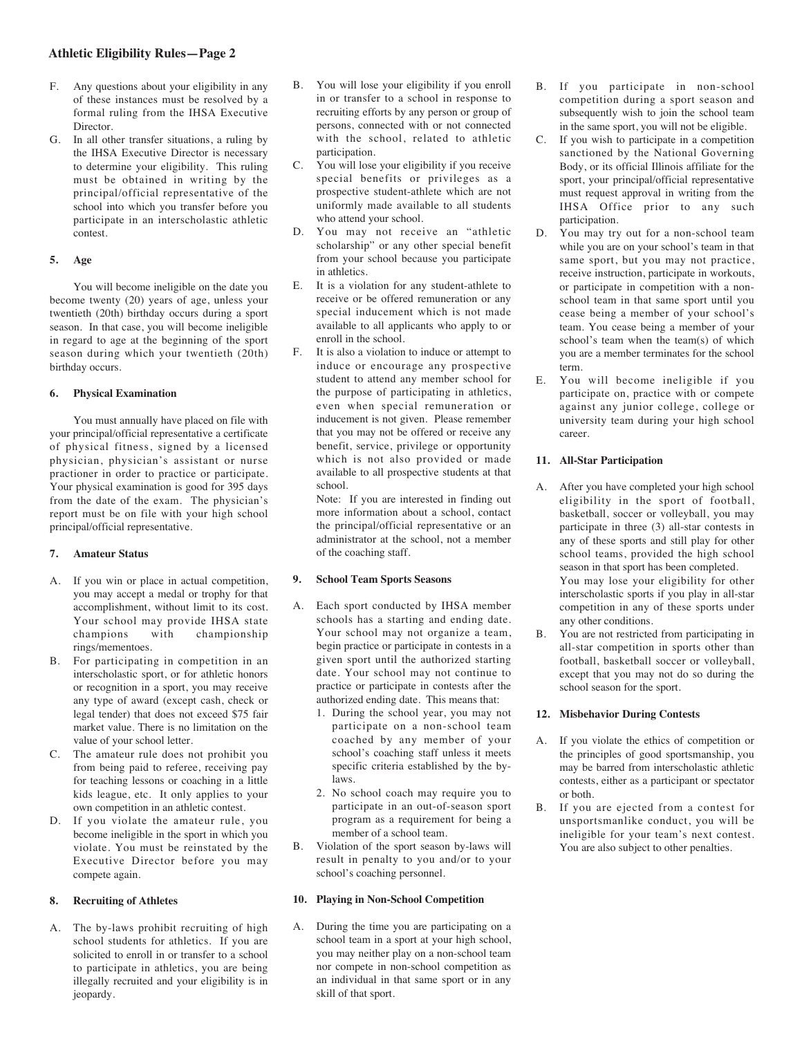F. Any questions about your eligibility in any of these instances must be resolved by a formal ruling from the IHSA Executive Director.

G. In all other transfer situations, a ruling by the IHSA Executive Director is necessary to determine your eligibility. This ruling must be obtained in writing by the principal/official representative of the school into which you transfer before you participate in an interscholastic athletic contest.

### 5. Age

You will become ineligible on the date you become twenty (20) years of age, unless your twentieth (20th) birthday occurs during a sport season. In that case, you will become ineligible in regard to age at the beginning of the sport season during which your twentieth (20th) birthday occurs.

### 6. Physical Examination

You must annually have placed on file with your principal/official representative a certificate of physical fitness, signed by a licensed physician, physician's assistant or nurse practioner in order to practice or participate. Your physical examination is good for 395 days from the date of the exam. The physician's report must be on file with your high school principal/official representative.

### 7. Amateur Status

A. If you win or place in actual competition, you may accept a medal or trophy for that accomplishment, without limit to its cost. Your school may provide IHSA state champions with championship rings/mementoes.

B. For participating in competition in an interscholastic sport, or for athletic honors or recognition in a sport, you may receive any type of award (except cash, check or legal tender) that does not exceed $75 fair market value. There is no limitation on the value of your school letter.

C. The amateur rule does not prohibit you from being paid to referee, receiving pay for teaching lessons or coaching in a little kids league, etc. It only applies to your own competition in an athletic contest.

D. If you violate the amateur rule, you become ineligible in the sport in which you violate. You must be reinstated by the Executive Director before you may compete again.

### 8. Recruiting of Athletes

A. The by-laws prohibit recruiting of high school students for athletics. If you are solicited to enroll in or transfer to a school to participate in athletics, you are being illegally recruited and your eligibility is in jeopardy.

B. You will lose your eligibility if you enroll in or transfer to a school in response to recruiting efforts by any person or group of persons, connected with or not connected with the school, related to athletic participation.

C. You will lose your eligibility if you receive special benefits or privileges as a prospective student-athlete which are not uniformly made available to all students who attend your school.

D. You may not receive an "athletic scholarship" or any other special benefit from your school because you participate in athletics.

E. It is a violation for any student-athlete to receive or be offered remuneration or any special inducement which is not made available to all applicants who apply to or enroll in the school.

F. It is also a violation to induce or attempt to induce or encourage any prospective student to attend any member school for the purpose of participating in athletics, even when special remuneration or inducement is not given. Please remember that you may not be offered or receive any benefit, service, privilege or opportunity which is not also provided or made available to all prospective students at that school.

Note: If you are interested in finding out more information about a school, contact the principal/official representative or an administrator at the school, not a member of the coaching staff.

### 9. School Team Sports Seasons

A. Each sport conducted by IHSA member schools has a starting and ending date. Your school may not organize a team, begin practice or participate in contests in a given sport until the authorized starting date. Your school may not continue to practice or participate in contests after the authorized ending date. This means that:
   1. During the school year, you may not participate on a non-school team coached by any member of your school's coaching staff unless it meets specific criteria established by the by-laws.
   2. No school coach may require you to participate in an out-of-season sport program as a requirement for being a member of a school team.

B. Violation of the sport season by-laws will result in penalty to you and/or to your school's coaching personnel.

### 10. Playing in Non-School Competition

A. During the time you are participating on a school team in a sport at your high school, you may neither play on a non-school team nor compete in non-school competition as an individual in that same sport or in any skill of that sport.

B. If you participate in non-school competition during a sport season and subsequently wish to join the school team in the same sport, you will not be eligible.

C. If you wish to participate in a competition sanctioned by the National Governing Body, or its official Illinois affiliate for the sport, your principal/official representative must request approval in writing from the IHSA Office prior to any such participation.

D. You may try out for a non-school team while you are on your school's team in that same sport, but you may not practice, receive instruction, participate in workouts, or participate in competition with a non-school team in that same sport until you cease being a member of your school's team. You cease being a member of your school's team when the team(s) of which you are a member terminates for the school term.

E. You will become ineligible if you participate on, practice with or compete against any junior college, college or university team during your high school career.

### 11. All-Star Participation

A. After you have completed your high school eligibility in the sport of football, basketball, soccer or volleyball, you may participate in three (3) all-star contests in any of these sports and still play for other school teams, provided the high school season in that sport has been completed. You may lose your eligibility for other interscholastic sports if you play in all-star competition in any of these sports under any other conditions.

B. You are not restricted from participating in all-star competition in sports other than football, basketball soccer or volleyball, except that you may not do so during the school season for the sport.

### 12. Misbehavior During Contests

A. If you violate the ethics of competition or the principles of good sportsmanship, you may be barred from interscholastic athletic contests, either as a participant or spectator or both.

B. If you are ejected from a contest for unsportsmanlike conduct, you will be ineligible for your team's next contest. You are also subject to other penalties.